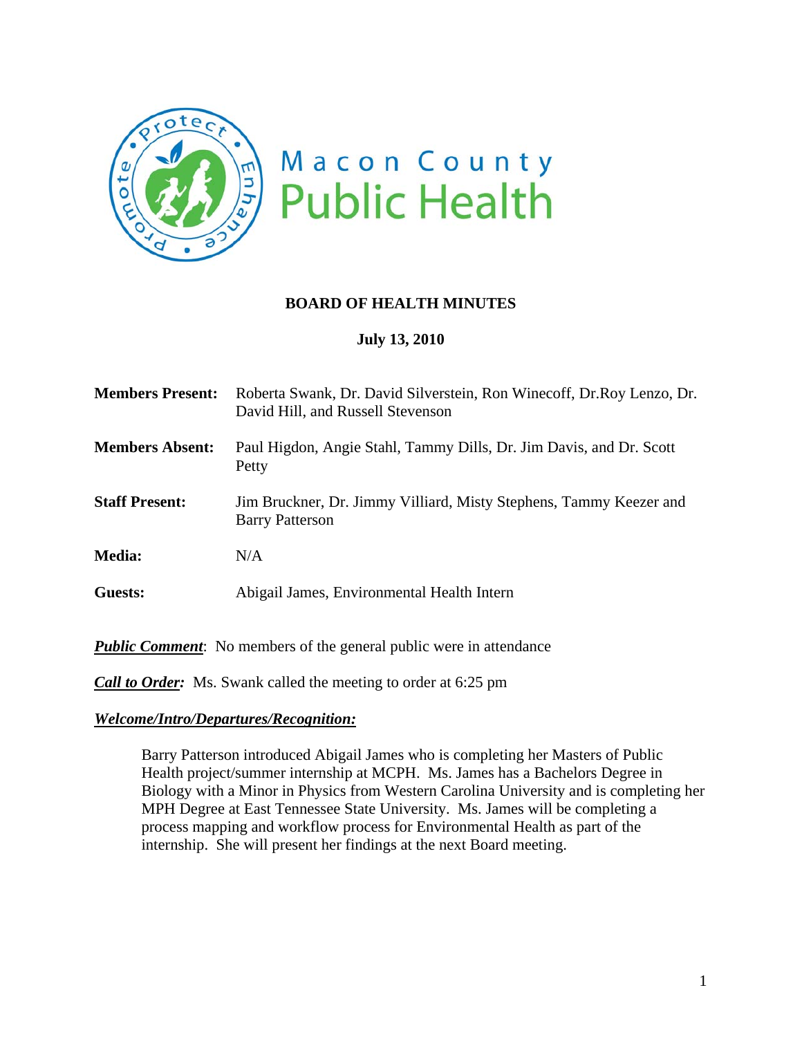Macon County Public Health

# BOARD OF HEALTH MINUTES

**July 13, 2010**

**Members Present:** Roberta Swank, Dr. David Silverstein, Ron Winecoff, Dr.Roy Lenzo, Dr. David Hill, and Russell Stevenson

**Members Absent:** Paul Higdon, Angie Stahl, Tammy Dills, Dr. Jim Davis, and Dr. Scott Petty

**Staff Present:** Jim Bruckner, Dr. Jimmy Villiard, Misty Stephens, Tammy Keezer and Barry Patterson

**Media:** N/A

**Guests:** Abigail James, Environmental Health Intern

***Public Comment***: No members of the general public were in attendance

***Call to Order:*** Ms. Swank called the meeting to order at 6:25 pm

***Welcome/Intro/Departures/Recognition:***

Barry Patterson introduced Abigail James who is completing her Masters of Public Health project/summer internship at MCPH. Ms. James has a Bachelors Degree in Biology with a Minor in Physics from Western Carolina University and is completing her MPH Degree at East Tennessee State University. Ms. James will be completing a process mapping and workflow process for Environmental Health as part of the internship. She will present her findings at the next Board meeting.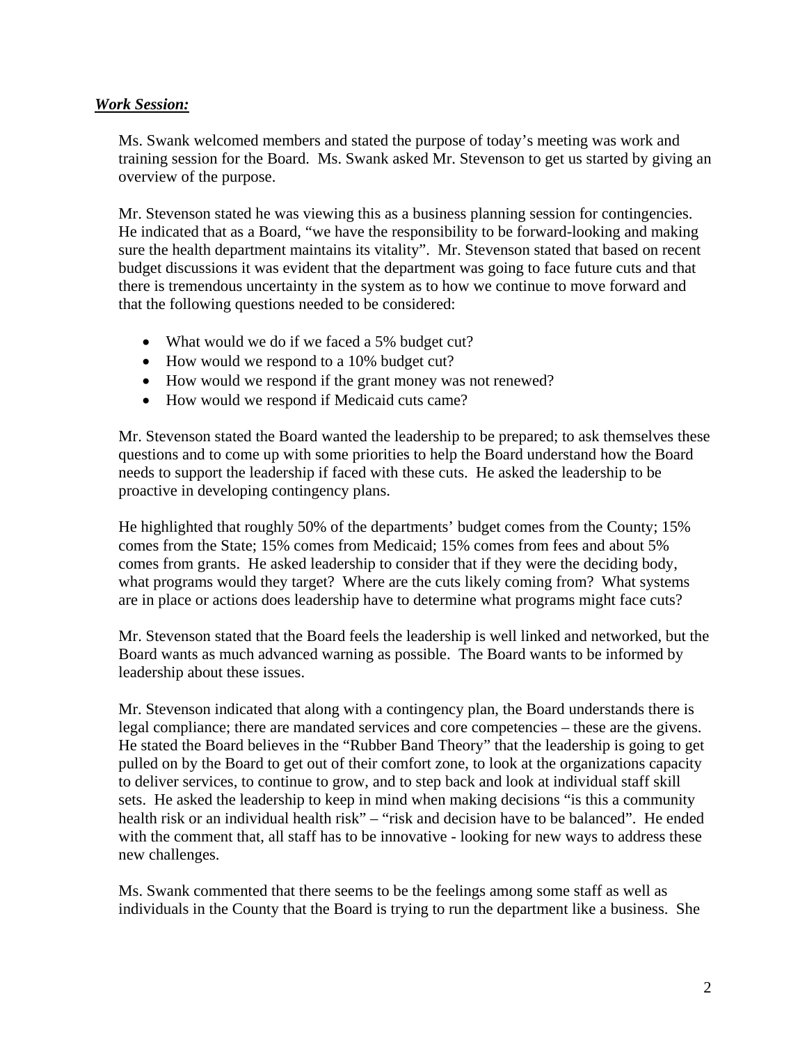***Work Session:***

Ms. Swank welcomed members and stated the purpose of today's meeting was work and training session for the Board. Ms. Swank asked Mr. Stevenson to get us started by giving an overview of the purpose.

Mr. Stevenson stated he was viewing this as a business planning session for contingencies. He indicated that as a Board, "we have the responsibility to be forward-looking and making sure the health department maintains its vitality". Mr. Stevenson stated that based on recent budget discussions it was evident that the department was going to face future cuts and that there is tremendous uncertainty in the system as to how we continue to move forward and that the following questions needed to be considered:

- What would we do if we faced a 5% budget cut?
- How would we respond to a 10% budget cut?
- How would we respond if the grant money was not renewed?
- How would we respond if Medicaid cuts came?

Mr. Stevenson stated the Board wanted the leadership to be prepared; to ask themselves these questions and to come up with some priorities to help the Board understand how the Board needs to support the leadership if faced with these cuts. He asked the leadership to be proactive in developing contingency plans.

He highlighted that roughly 50% of the departments' budget comes from the County; 15% comes from the State; 15% comes from Medicaid; 15% comes from fees and about 5% comes from grants. He asked leadership to consider that if they were the deciding body, what programs would they target? Where are the cuts likely coming from? What systems are in place or actions does leadership have to determine what programs might face cuts?

Mr. Stevenson stated that the Board feels the leadership is well linked and networked, but the Board wants as much advanced warning as possible. The Board wants to be informed by leadership about these issues.

Mr. Stevenson indicated that along with a contingency plan, the Board understands there is legal compliance; there are mandated services and core competencies – these are the givens. He stated the Board believes in the "Rubber Band Theory" that the leadership is going to get pulled on by the Board to get out of their comfort zone, to look at the organizations capacity to deliver services, to continue to grow, and to step back and look at individual staff skill sets. He asked the leadership to keep in mind when making decisions "is this a community health risk or an individual health risk" – "risk and decision have to be balanced". He ended with the comment that, all staff has to be innovative - looking for new ways to address these new challenges.

Ms. Swank commented that there seems to be the feelings among some staff as well as individuals in the County that the Board is trying to run the department like a business. She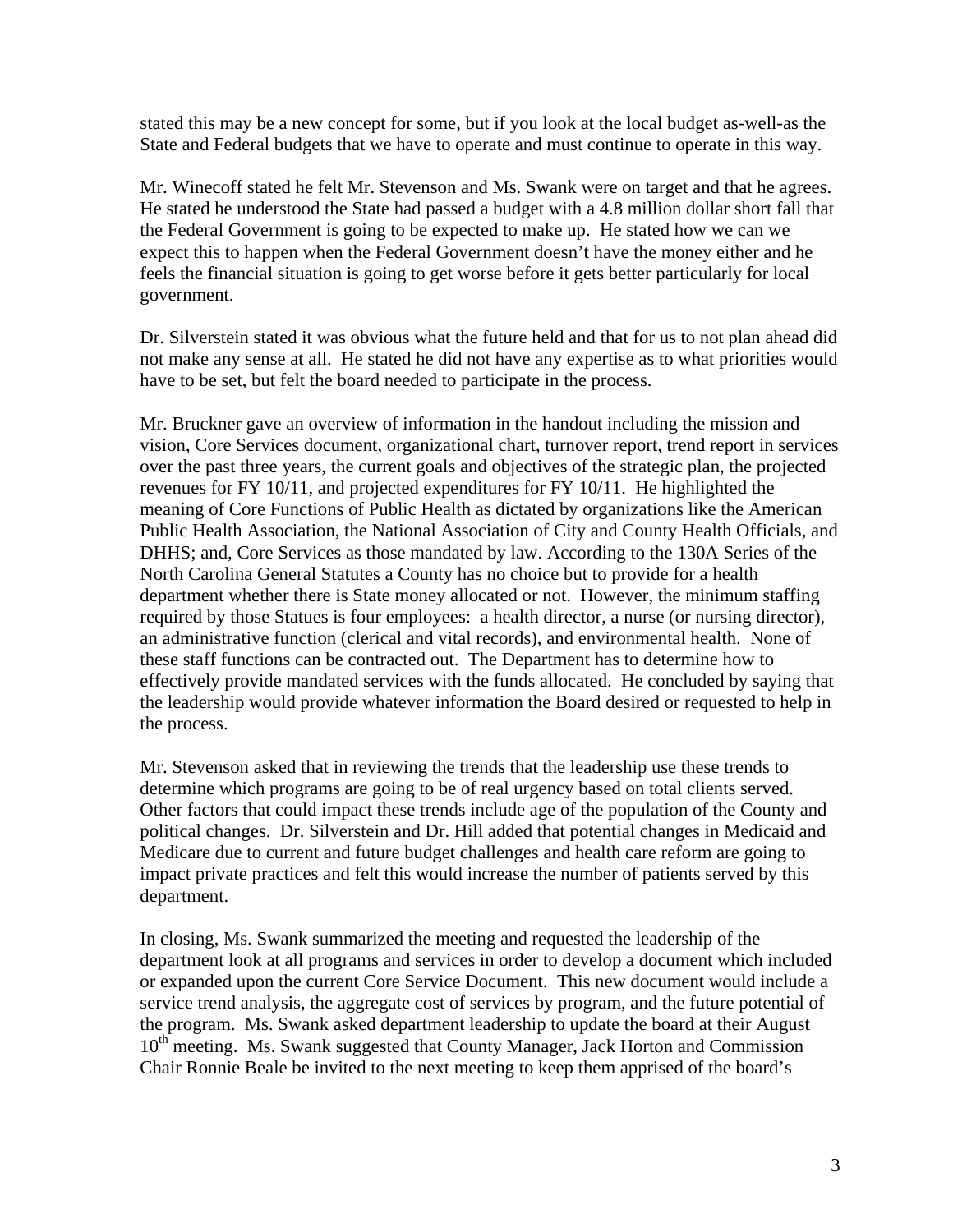stated this may be a new concept for some, but if you look at the local budget as-well-as the State and Federal budgets that we have to operate and must continue to operate in this way.

Mr. Winecoff stated he felt Mr. Stevenson and Ms. Swank were on target and that he agrees. He stated he understood the State had passed a budget with a 4.8 million dollar short fall that the Federal Government is going to be expected to make up. He stated how we can we expect this to happen when the Federal Government doesn't have the money either and he feels the financial situation is going to get worse before it gets better particularly for local government.

Dr. Silverstein stated it was obvious what the future held and that for us to not plan ahead did not make any sense at all. He stated he did not have any expertise as to what priorities would have to be set, but felt the board needed to participate in the process.

Mr. Bruckner gave an overview of information in the handout including the mission and vision, Core Services document, organizational chart, turnover report, trend report in services over the past three years, the current goals and objectives of the strategic plan, the projected revenues for FY 10/11, and projected expenditures for FY 10/11. He highlighted the meaning of Core Functions of Public Health as dictated by organizations like the American Public Health Association, the National Association of City and County Health Officials, and DHHS; and, Core Services as those mandated by law. According to the 130A Series of the North Carolina General Statutes a County has no choice but to provide for a health department whether there is State money allocated or not. However, the minimum staffing required by those Statues is four employees: a health director, a nurse (or nursing director), an administrative function (clerical and vital records), and environmental health. None of these staff functions can be contracted out. The Department has to determine how to effectively provide mandated services with the funds allocated. He concluded by saying that the leadership would provide whatever information the Board desired or requested to help in the process.

Mr. Stevenson asked that in reviewing the trends that the leadership use these trends to determine which programs are going to be of real urgency based on total clients served. Other factors that could impact these trends include age of the population of the County and political changes. Dr. Silverstein and Dr. Hill added that potential changes in Medicaid and Medicare due to current and future budget challenges and health care reform are going to impact private practices and felt this would increase the number of patients served by this department.

In closing, Ms. Swank summarized the meeting and requested the leadership of the department look at all programs and services in order to develop a document which included or expanded upon the current Core Service Document. This new document would include a service trend analysis, the aggregate cost of services by program, and the future potential of the program. Ms. Swank asked department leadership to update the board at their August 10th meeting. Ms. Swank suggested that County Manager, Jack Horton and Commission Chair Ronnie Beale be invited to the next meeting to keep them apprised of the board's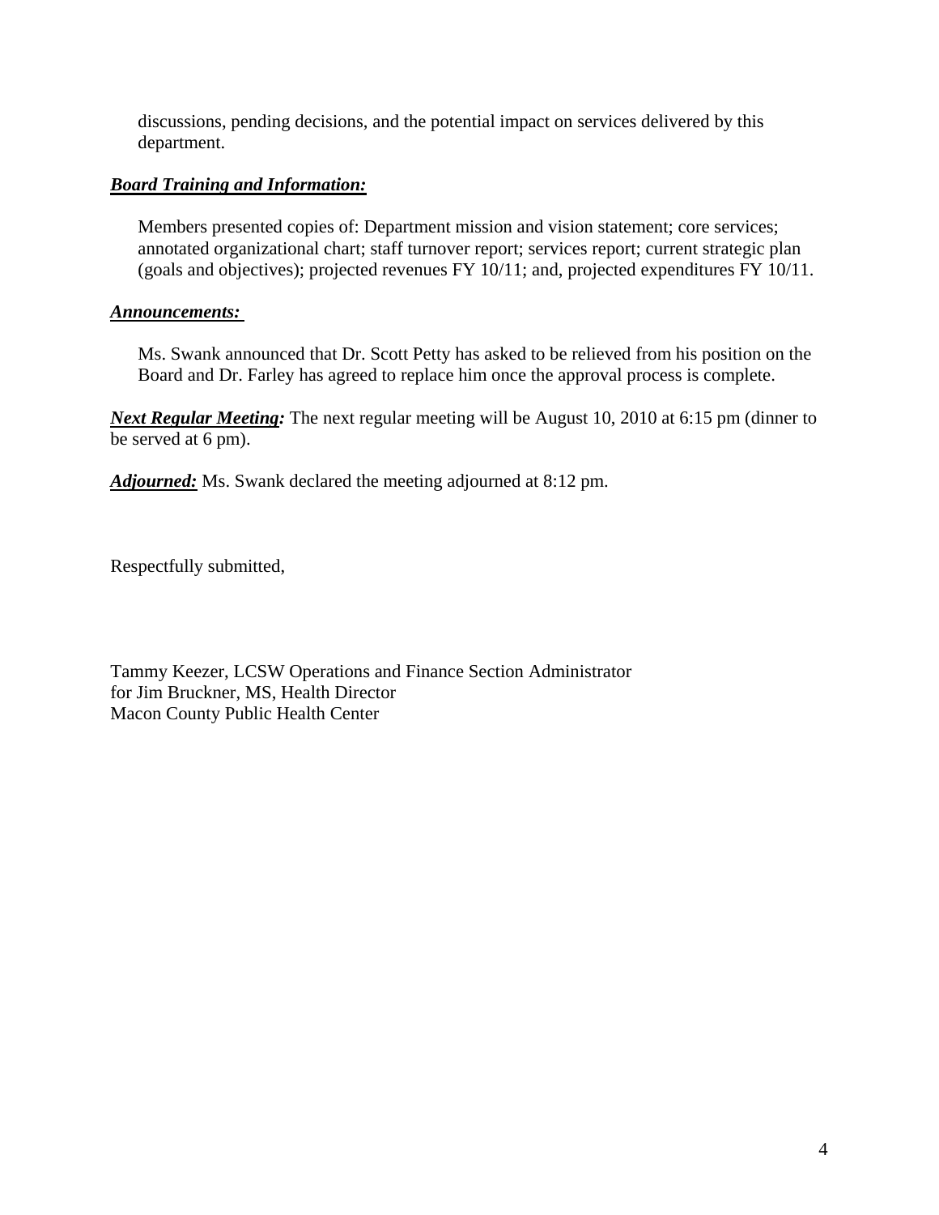discussions, pending decisions, and the potential impact on services delivered by this department.

***Board Training and Information:***

Members presented copies of: Department mission and vision statement; core services; annotated organizational chart; staff turnover report; services report; current strategic plan (goals and objectives); projected revenues FY 10/11; and, projected expenditures FY 10/11.

***Announcements:***

Ms. Swank announced that Dr. Scott Petty has asked to be relieved from his position on the Board and Dr. Farley has agreed to replace him once the approval process is complete.

***Next Regular Meeting:*** The next regular meeting will be August 10, 2010 at 6:15 pm (dinner to be served at 6 pm).

***Adjourned:*** Ms. Swank declared the meeting adjourned at 8:12 pm.

Respectfully submitted,

Tammy Keezer, LCSW Operations and Finance Section Administrator
for Jim Bruckner, MS, Health Director
Macon County Public Health Center